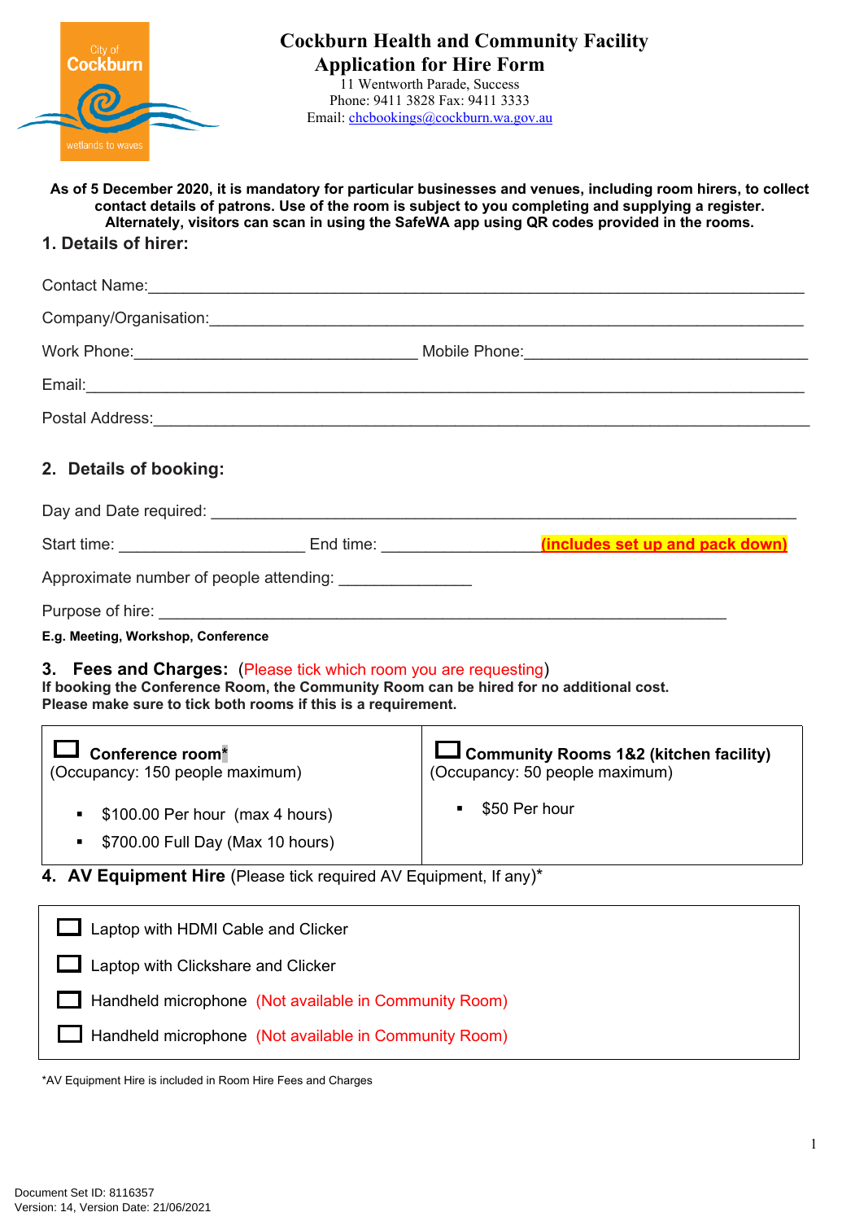# Cockburn Health and Community Facility
## Application for Hire Form

11 Wentworth Parade, Success
Phone: 9411 3828 Fax: 9411 3333
Email: chcbookings@cockburn.wa.gov.au

**As of 5 December 2020, it is mandatory for particular businesses and venues, including room hirers, to collect contact details of patrons. Use of the room is subject to you completing and supplying a register. Alternately, visitors can scan in using the SafeWA app using QR codes provided in the rooms.**

### 1. Details of hirer:

Contact Name:\_\_\_\_\_\_\_\_\_\_\_\_\_\_\_\_\_\_\_\_\_\_\_\_\_\_\_\_\_\_\_\_\_\_\_\_\_\_\_\_\_\_\_\_\_\_\_\_

Company/Organisation:\_\_\_\_\_\_\_\_\_\_\_\_\_\_\_\_\_\_\_\_\_\_\_\_\_\_\_\_\_\_\_\_\_\_\_\_\_\_\_\_\_\_

Work Phone:\_\_\_\_\_\_\_\_\_\_\_\_\_\_\_\_\_\_\_\_\_\_ Mobile Phone:\_\_\_\_\_\_\_\_\_\_\_\_\_\_\_\_\_\_\_\_\_\_

Email:\_\_\_\_\_\_\_\_\_\_\_\_\_\_\_\_\_\_\_\_\_\_\_\_\_\_\_\_\_\_\_\_\_\_\_\_\_\_\_\_\_\_\_\_\_\_\_\_\_\_\_\_\_\_

Postal Address:\_\_\_\_\_\_\_\_\_\_\_\_\_\_\_\_\_\_\_\_\_\_\_\_\_\_\_\_\_\_\_\_\_\_\_\_\_\_\_\_\_\_\_\_\_\_\_\_\_

### 2. Details of booking:

Day and Date required: \_\_\_\_\_\_\_\_\_\_\_\_\_\_\_\_\_\_\_\_\_\_\_\_\_\_\_\_\_\_\_\_\_\_\_\_\_\_\_\_\_\_\_\_

Start time: \_\_\_\_\_\_\_\_\_\_\_\_\_\_\_ End time: \_\_\_\_\_\_\_\_\_\_\_\_\_ **(includes set up and pack down)**

Approximate number of people attending: \_\_\_\_\_\_\_\_\_\_

Purpose of hire: \_\_\_\_\_\_\_\_\_\_\_\_\_\_\_\_\_\_\_\_\_\_\_\_\_\_\_\_\_\_\_\_\_\_\_\_\_\_\_\_\_\_\_\_\_

**E.g. Meeting, Workshop, Conference**

### 3. Fees and Charges: (Please tick which room you are requesting)

**If booking the Conference Room, the Community Room can be hired for no additional cost. Please make sure to tick both rooms if this is a requirement.**

| ☐ **Conference room*** (Occupancy: 150 people maximum) | ☐ **Community Rooms 1&2 (kitchen facility)** (Occupancy: 50 people maximum) |
|---|---|
| ▪ $100.00 Per hour (max 4 hours)<br>▪ $700.00 Full Day (Max 10 hours) | ▪ $50 Per hour |

### 4. AV Equipment Hire (Please tick required AV Equipment, If any)*

- ☐ Laptop with HDMI Cable and Clicker
- ☐ Laptop with Clickshare and Clicker
- ☐ Handheld microphone (Not available in Community Room)
- ☐ Handheld microphone (Not available in Community Room)

*AV Equipment Hire is included in Room Hire Fees and Charges

Document Set ID: 8116357
Version: 14, Version Date: 21/06/2021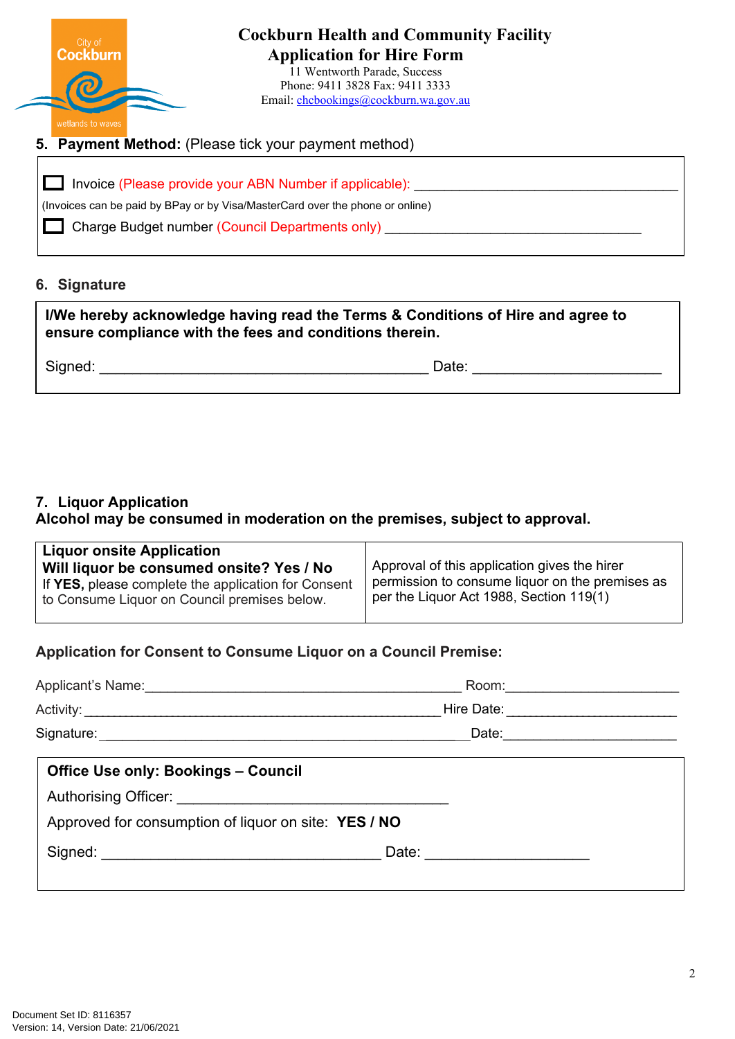# Cockburn Health and Community Facility
## Application for Hire Form

11 Wentworth Parade, Success
Phone: 9411 3828 Fax: 9411 3333
Email: chcbookings@cockburn.wa.gov.au

### 5. Payment Method: (Please tick your payment method)

☐ Invoice (Please provide your ABN Number if applicable): ___________________________________

(Invoices can be paid by BPay or by Visa/MasterCard over the phone or online)

☐ Charge Budget number (Council Departments only) _________________________________

### 6. Signature

**I/We hereby acknowledge having read the Terms & Conditions of Hire and agree to ensure compliance with the fees and conditions therein.**

Signed: ___________________________________________ Date: _________________________

### 7. Liquor Application
**Alcohol may be consumed in moderation on the premises, subject to approval.**

| **Liquor onsite Application**<br>**Will liquor be consumed onsite? Yes / No**<br>If **YES,** please complete the application for Consent to Consume Liquor on Council premises below. | Approval of this application gives the hirer permission to consume liquor on the premises as per the Liquor Act 1988, Section 119(1) |
|---|---|

**Application for Consent to Consume Liquor on a Council Premise:**

Applicant's Name:_________________________________________ Room:_______________________

Activity: ____________________________________________________ Hire Date:_______________________

Signature:_________________________________________________ Date:______________________

**Office Use only: Bookings – Council**

Authorising Officer: ___________________________________

Approved for consumption of liquor on site: **YES / NO**

Signed: _____________________________________ Date: ____________________

Document Set ID: 8116357
Version: 14, Version Date: 21/06/2021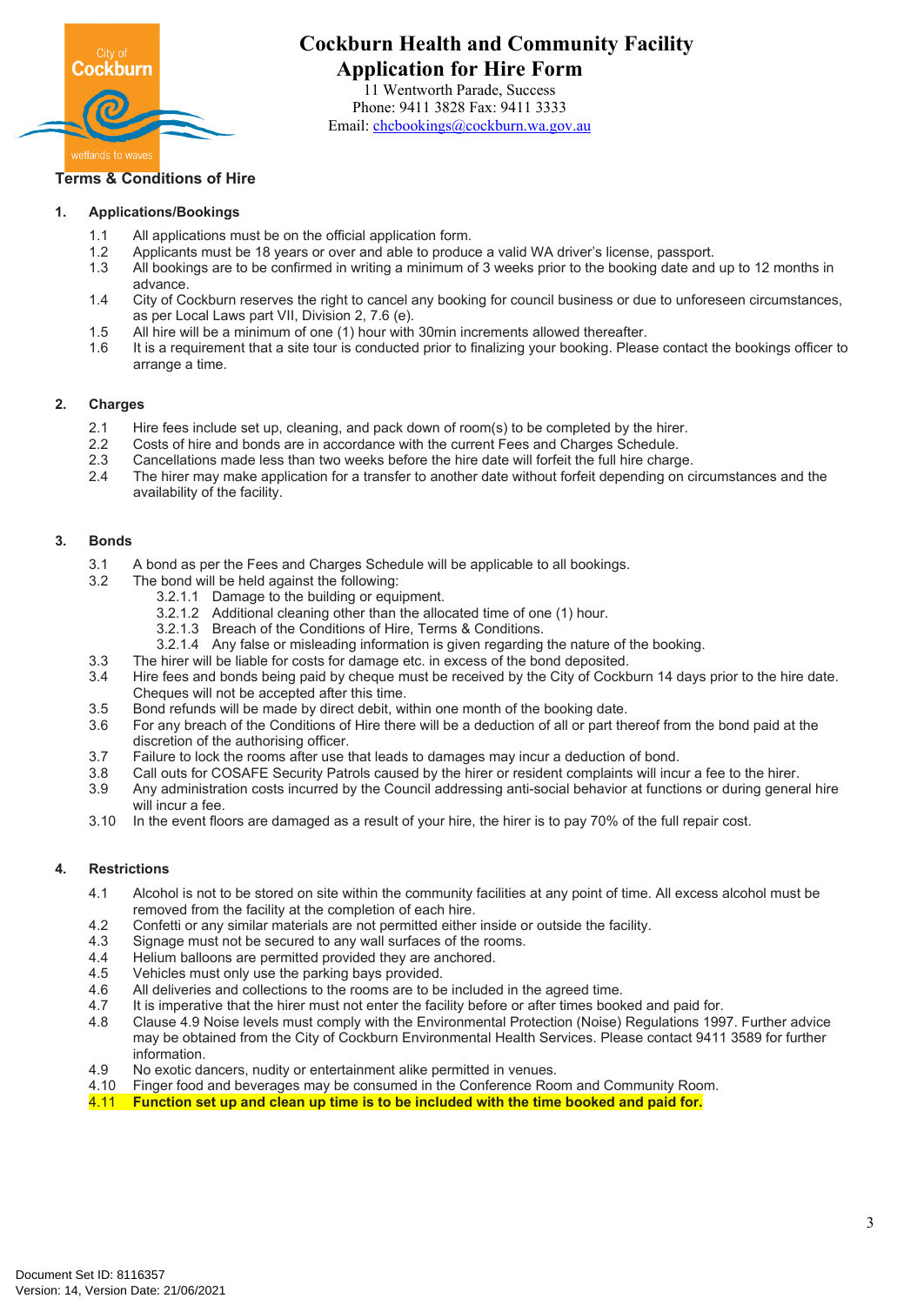# Cockburn Health and Community Facility
## Application for Hire Form

11 Wentworth Parade, Success
Phone: 9411 3828 Fax: 9411 3333
Email: chcbookings@cockburn.wa.gov.au

### Terms & Conditions of Hire

**1. Applications/Bookings**

1.1 All applications must be on the official application form.
1.2 Applicants must be 18 years or over and able to produce a valid WA driver's license, passport.
1.3 All bookings are to be confirmed in writing a minimum of 3 weeks prior to the booking date and up to 12 months in advance.
1.4 City of Cockburn reserves the right to cancel any booking for council business or due to unforeseen circumstances, as per Local Laws part VII, Division 2, 7.6 (e).
1.5 All hire will be a minimum of one (1) hour with 30min increments allowed thereafter.
1.6 It is a requirement that a site tour is conducted prior to finalizing your booking. Please contact the bookings officer to arrange a time.

**2. Charges**

2.1 Hire fees include set up, cleaning, and pack down of room(s) to be completed by the hirer.
2.2 Costs of hire and bonds are in accordance with the current Fees and Charges Schedule.
2.3 Cancellations made less than two weeks before the hire date will forfeit the full hire charge.
2.4 The hirer may make application for a transfer to another date without forfeit depending on circumstances and the availability of the facility.

**3. Bonds**

3.1 A bond as per the Fees and Charges Schedule will be applicable to all bookings.
3.2 The bond will be held against the following:
 3.2.1.1 Damage to the building or equipment.
 3.2.1.2 Additional cleaning other than the allocated time of one (1) hour.
 3.2.1.3 Breach of the Conditions of Hire, Terms & Conditions.
 3.2.1.4 Any false or misleading information is given regarding the nature of the booking.
3.3 The hirer will be liable for costs for damage etc. in excess of the bond deposited.
3.4 Hire fees and bonds being paid by cheque must be received by the City of Cockburn 14 days prior to the hire date. Cheques will not be accepted after this time.
3.5 Bond refunds will be made by direct debit, within one month of the booking date.
3.6 For any breach of the Conditions of Hire there will be a deduction of all or part thereof from the bond paid at the discretion of the authorising officer.
3.7 Failure to lock the rooms after use that leads to damages may incur a deduction of bond.
3.8 Call outs for COSAFE Security Patrols caused by the hirer or resident complaints will incur a fee to the hirer.
3.9 Any administration costs incurred by the Council addressing anti-social behavior at functions or during general hire will incur a fee.
3.10 In the event floors are damaged as a result of your hire, the hirer is to pay 70% of the full repair cost.

**4. Restrictions**

4.1 Alcohol is not to be stored on site within the community facilities at any point of time. All excess alcohol must be removed from the facility at the completion of each hire.
4.2 Confetti or any similar materials are not permitted either inside or outside the facility.
4.3 Signage must not be secured to any wall surfaces of the rooms.
4.4 Helium balloons are permitted provided they are anchored.
4.5 Vehicles must only use the parking bays provided.
4.6 All deliveries and collections to the rooms are to be included in the agreed time.
4.7 It is imperative that the hirer must not enter the facility before or after times booked and paid for.
4.8 Clause 4.9 Noise levels must comply with the Environmental Protection (Noise) Regulations 1997. Further advice may be obtained from the City of Cockburn Environmental Health Services. Please contact 9411 3589 for further information.
4.9 No exotic dancers, nudity or entertainment alike permitted in venues.
4.10 Finger food and beverages may be consumed in the Conference Room and Community Room.
4.11 **Function set up and clean up time is to be included with the time booked and paid for.**

Document Set ID: 8116357
Version: 14, Version Date: 21/06/2021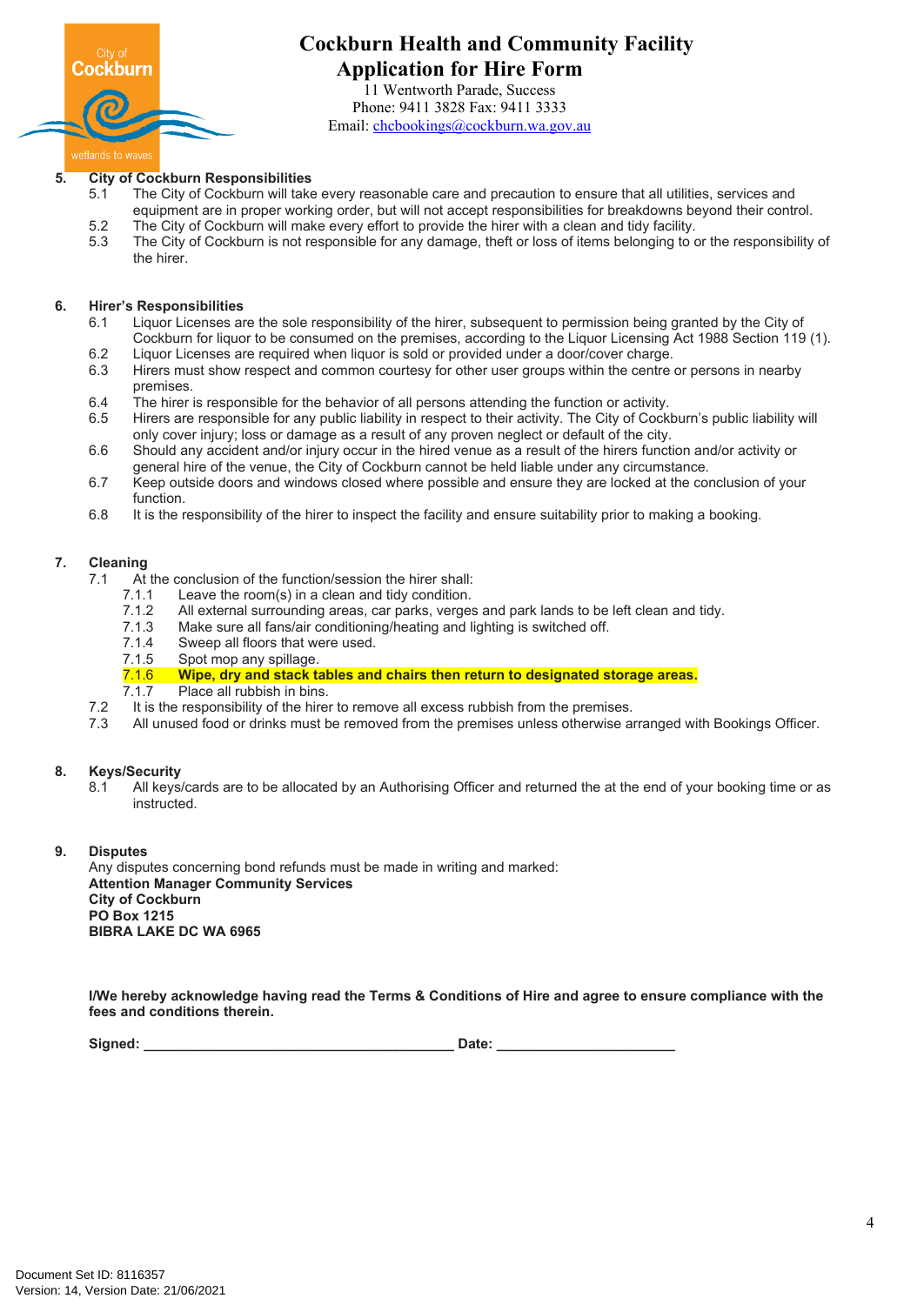# Cockburn Health and Community Facility
# Application for Hire Form

11 Wentworth Parade, Success
Phone: 9411 3828 Fax: 9411 3333
Email: chcbookings@cockburn.wa.gov.au

**5. City of Cockburn Responsibilities**

5.1 The City of Cockburn will take every reasonable care and precaution to ensure that all utilities, services and equipment are in proper working order, but will not accept responsibilities for breakdowns beyond their control.
5.2 The City of Cockburn will make every effort to provide the hirer with a clean and tidy facility.
5.3 The City of Cockburn is not responsible for any damage, theft or loss of items belonging to or the responsibility of the hirer.

**6. Hirer's Responsibilities**

6.1 Liquor Licenses are the sole responsibility of the hirer, subsequent to permission being granted by the City of Cockburn for liquor to be consumed on the premises, according to the Liquor Licensing Act 1988 Section 119 (1).
6.2 Liquor Licenses are required when liquor is sold or provided under a door/cover charge.
6.3 Hirers must show respect and common courtesy for other user groups within the centre or persons in nearby premises.
6.4 The hirer is responsible for the behavior of all persons attending the function or activity.
6.5 Hirers are responsible for any public liability in respect to their activity. The City of Cockburn's public liability will only cover injury; loss or damage as a result of any proven neglect or default of the city.
6.6 Should any accident and/or injury occur in the hired venue as a result of the hirers function and/or activity or general hire of the venue, the City of Cockburn cannot be held liable under any circumstance.
6.7 Keep outside doors and windows closed where possible and ensure they are locked at the conclusion of your function.
6.8 It is the responsibility of the hirer to inspect the facility and ensure suitability prior to making a booking.

**7. Cleaning**

7.1 At the conclusion of the function/session the hirer shall:
- 7.1.1 Leave the room(s) in a clean and tidy condition.
- 7.1.2 All external surrounding areas, car parks, verges and park lands to be left clean and tidy.
- 7.1.3 Make sure all fans/air conditioning/heating and lighting is switched off.
- 7.1.4 Sweep all floors that were used.
- 7.1.5 Spot mop any spillage.
- 7.1.6 **Wipe, dry and stack tables and chairs then return to designated storage areas.**
- 7.1.7 Place all rubbish in bins.

7.2 It is the responsibility of the hirer to remove all excess rubbish from the premises.
7.3 All unused food or drinks must be removed from the premises unless otherwise arranged with Bookings Officer.

**8. Keys/Security**

8.1 All keys/cards are to be allocated by an Authorising Officer and returned the at the end of your booking time or as instructed.

**9. Disputes**

Any disputes concerning bond refunds must be made in writing and marked:
**Attention Manager Community Services**
**City of Cockburn**
**PO Box 1215**
**BIBRA LAKE DC WA 6965**

**I/We hereby acknowledge having read the Terms & Conditions of Hire and agree to ensure compliance with the fees and conditions therein.**

**Signed:** ________________________________________ **Date:** _______________________

Document Set ID: 8116357
Version: 14, Version Date: 21/06/2021